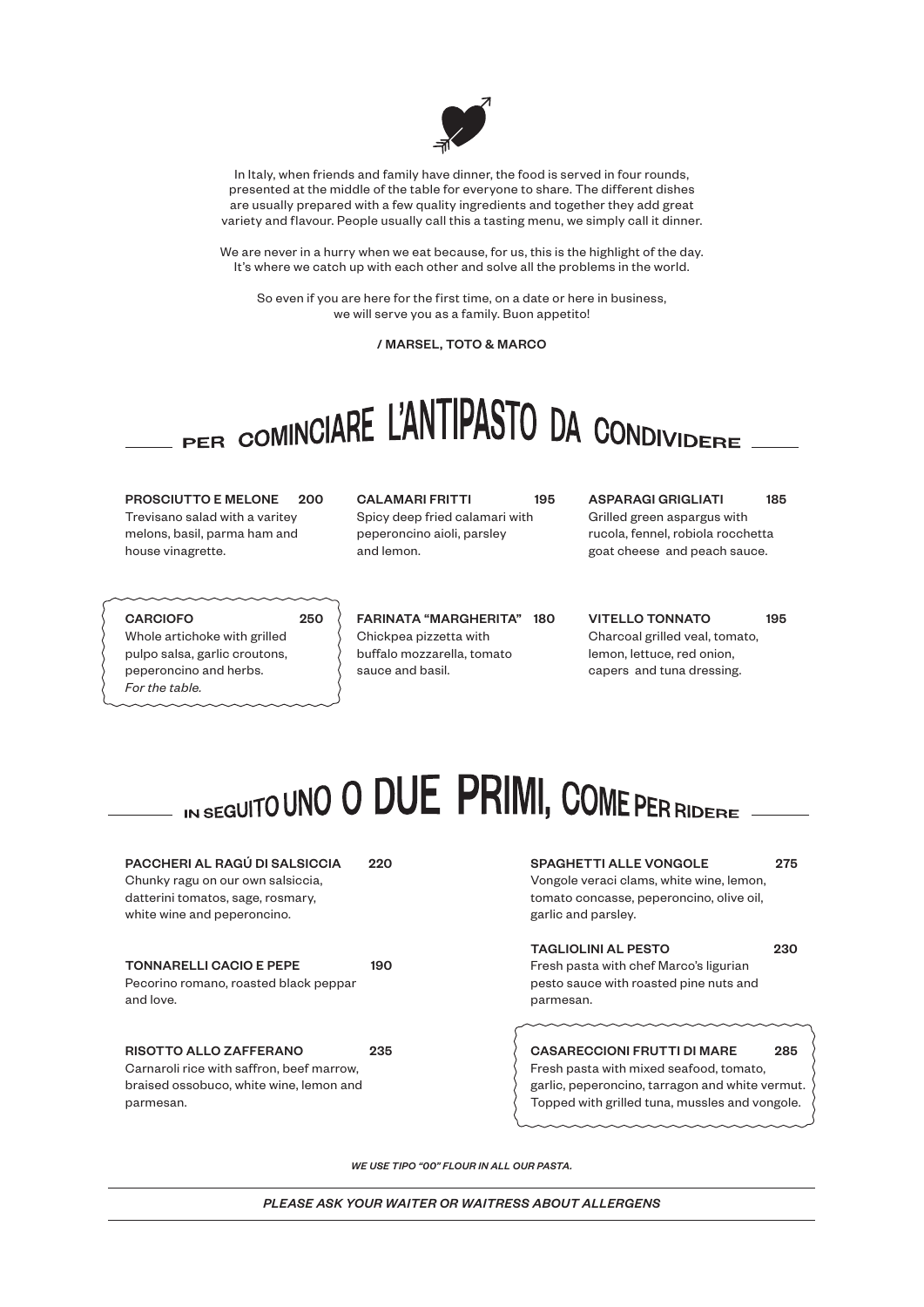In Italy, when friends and family have dinner, the food is served in four rounds, presented at the middle of the table for everyone to share. The different dishes are usually prepared with a few quality ingredients and together they add great variety and flavour. People usually call this a tasting menu, we simply call it dinner.

We are never in a hurry when we eat because, for us, this is the highlight of the day. It's where we catch up with each other and solve all the problems in the world.

So even if you are here for the first time, on a date or here in business, we will serve you as a family. Buon appetito!

**/ MARSEL, TOTO & MARCO**

# PER COMINCIARE L'ANTIPASTO DA CONDIVIDERE

**PROSCIUTTO E MELONE** **200**
Trevisano salad with a varitey melons, basil, parma ham and house vinagrette.

**CALAMARI FRITTI** **195**
Spicy deep fried calamari with peperoncino aioli, parsley and lemon.

**ASPARAGI GRIGLIATI** **185**
Grilled green aspargus with rucola, fennel, robiola rocchetta goat cheese and peach sauce.

**CARCIOFO** **250**
Whole artichoke with grilled pulpo salsa, garlic croutons, peperoncino and herbs.
*For the table.*

**FARINATA "MARGHERITA"** **180**
Chickpea pizzetta with buffalo mozzarella, tomato sauce and basil.

**VITELLO TONNATO** **195**
Charcoal grilled veal, tomato, lemon, lettuce, red onion, capers and tuna dressing.

# IN SEGUITO UNO O DUE PRIMI, COME PER RIDERE

**PACCHERI AL RAGÚ DI SALSICCIA** **220**
Chunky ragu on our own salsiccia, datterini tomatos, sage, rosmary, white wine and peperoncino.

**TONNARELLI CACIO E PEPE** **190**
Pecorino romano, roasted black peppar and love.

**RISOTTO ALLO ZAFFERANO** **235**
Carnaroli rice with saffron, beef marrow, braised ossobuco, white wine, lemon and parmesan.

**SPAGHETTI ALLE VONGOLE** **275**
Vongole veraci clams, white wine, lemon, tomato concasse, peperoncino, olive oil, garlic and parsley.

**TAGLIOLINI AL PESTO** **230**
Fresh pasta with chef Marco's ligurian pesto sauce with roasted pine nuts and parmesan.

**CASARECCIONI FRUTTI DI MARE** **285**
Fresh pasta with mixed seafood, tomato, garlic, peperoncino, tarragon and white vermut. Topped with grilled tuna, mussles and vongole.

***WE USE TIPO "00" FLOUR IN ALL OUR PASTA.***

***PLEASE ASK YOUR WAITER OR WAITRESS ABOUT ALLERGENS***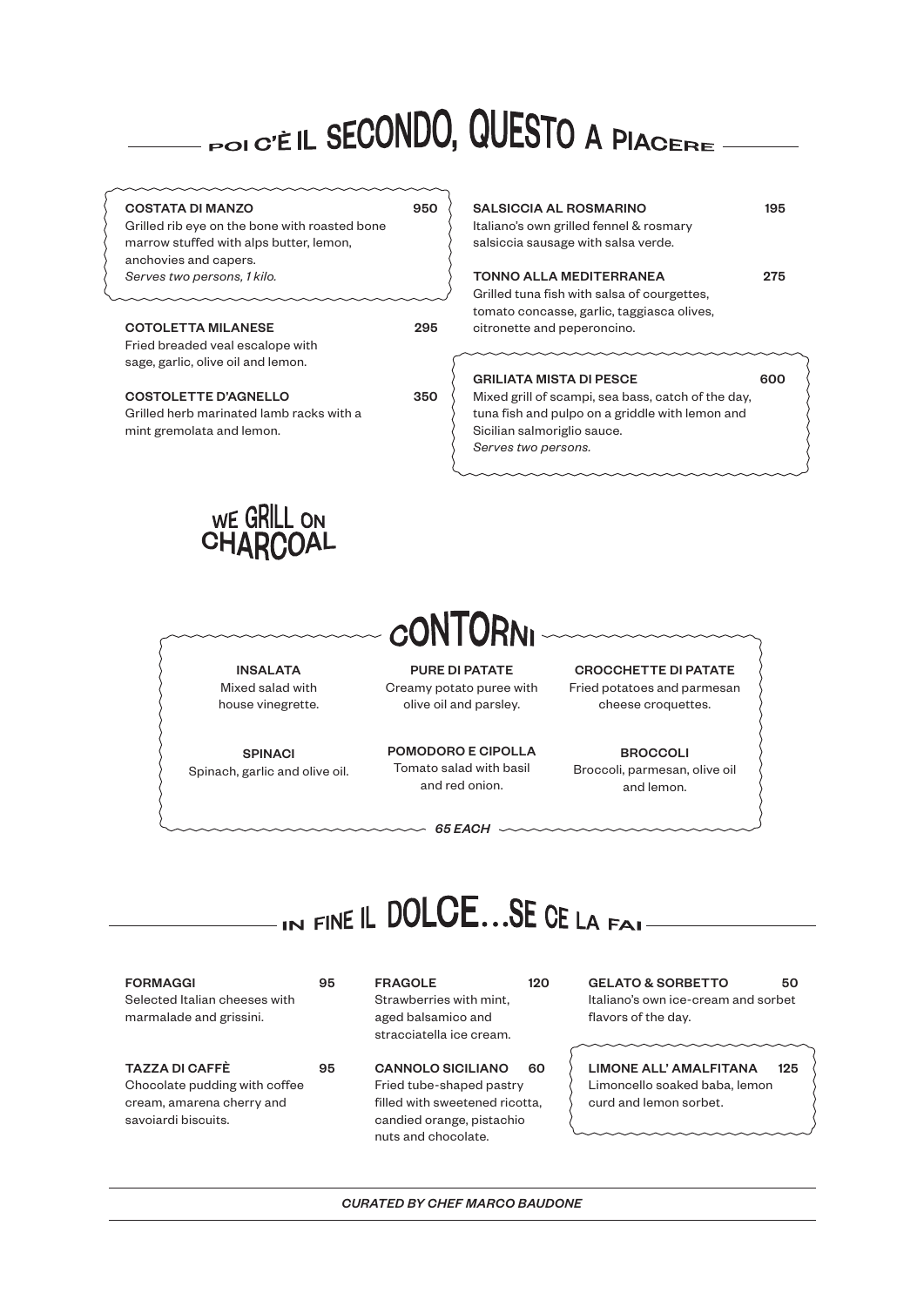# POI C'È IL SECONDO, QUESTO A PIACERE

**COSTATA DI MANZO** 950
Grilled rib eye on the bone with roasted bone marrow stuffed with alps butter, lemon, anchovies and capers.
*Serves two persons, 1 kilo.*

**COTOLETTA MILANESE** 295
Fried breaded veal escalope with sage, garlic, olive oil and lemon.

**COSTOLETTE D'AGNELLO** 350
Grilled herb marinated lamb racks with a mint gremolata and lemon.

**SALSICCIA AL ROSMARINO** 195
Italiano's own grilled fennel & rosmary salsiccia sausage with salsa verde.

**TONNO ALLA MEDITERRANEA** 275
Grilled tuna fish with salsa of courgettes, tomato concasse, garlic, taggiasca olives, citronette and peperoncino.

**GRILIATA MISTA DI PESCE** 600
Mixed grill of scampi, sea bass, catch of the day, tuna fish and pulpo on a griddle with lemon and Sicilian salmoriglio sauce.
*Serves two persons.*

WE GRILL ON CHARCOAL

## CONTORNI

**INSALATA**
Mixed salad with house vinegrette.

**PURE DI PATATE**
Creamy potato puree with olive oil and parsley.

**CROCCHETTE DI PATATE**
Fried potatoes and parmesan cheese croquettes.

**SPINACI**
Spinach, garlic and olive oil.

**POMODORO E CIPOLLA**
Tomato salad with basil and red onion.

**BROCCOLI**
Broccoli, parmesan, olive oil and lemon.

***65 EACH***

# IN FINE IL DOLCE...SE CE LA FAI

**FORMAGGI** 95
Selected Italian cheeses with marmalade and grissini.

**TAZZA DI CAFFÈ** 95
Chocolate pudding with coffee cream, amarena cherry and savoiardi biscuits.

**FRAGOLE** 120
Strawberries with mint, aged balsamico and stracciatella ice cream.

**CANNOLO SICILIANO** 60
Fried tube-shaped pastry filled with sweetened ricotta, candied orange, pistachio nuts and chocolate.

**GELATO & SORBETTO** 50
Italiano's own ice-cream and sorbet flavors of the day.

**LIMONE ALL' AMALFITANA** 125
Limoncello soaked baba, lemon curd and lemon sorbet.

***CURATED BY CHEF MARCO BAUDONE***